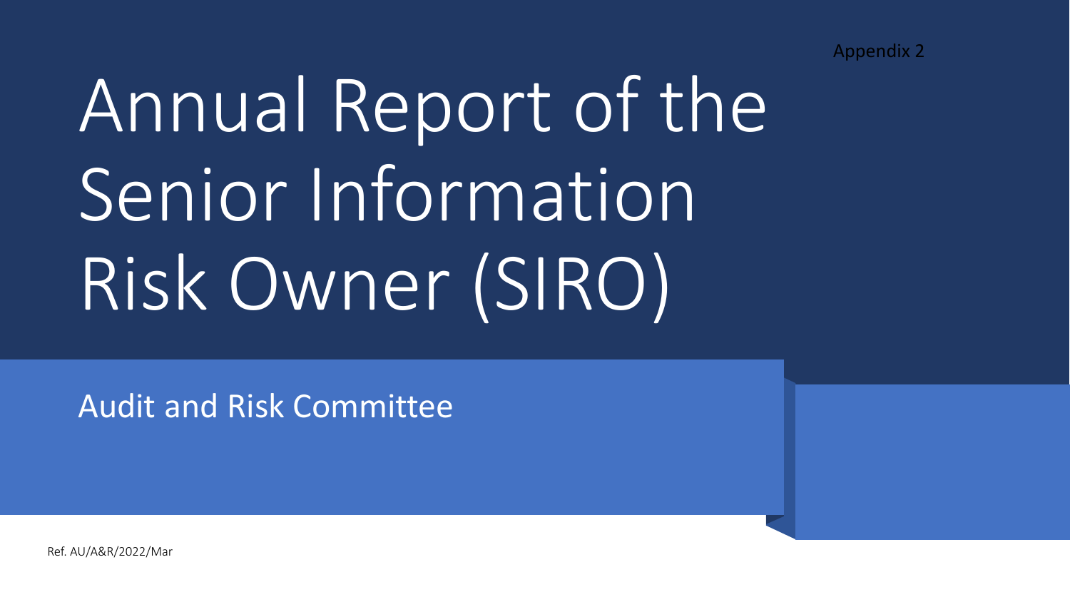Appendix 2

# Annual Report of the Senior Information Risk Owner (SIRO)

## Audit and Risk Committee

Ref. AU/A&R/2022/Mar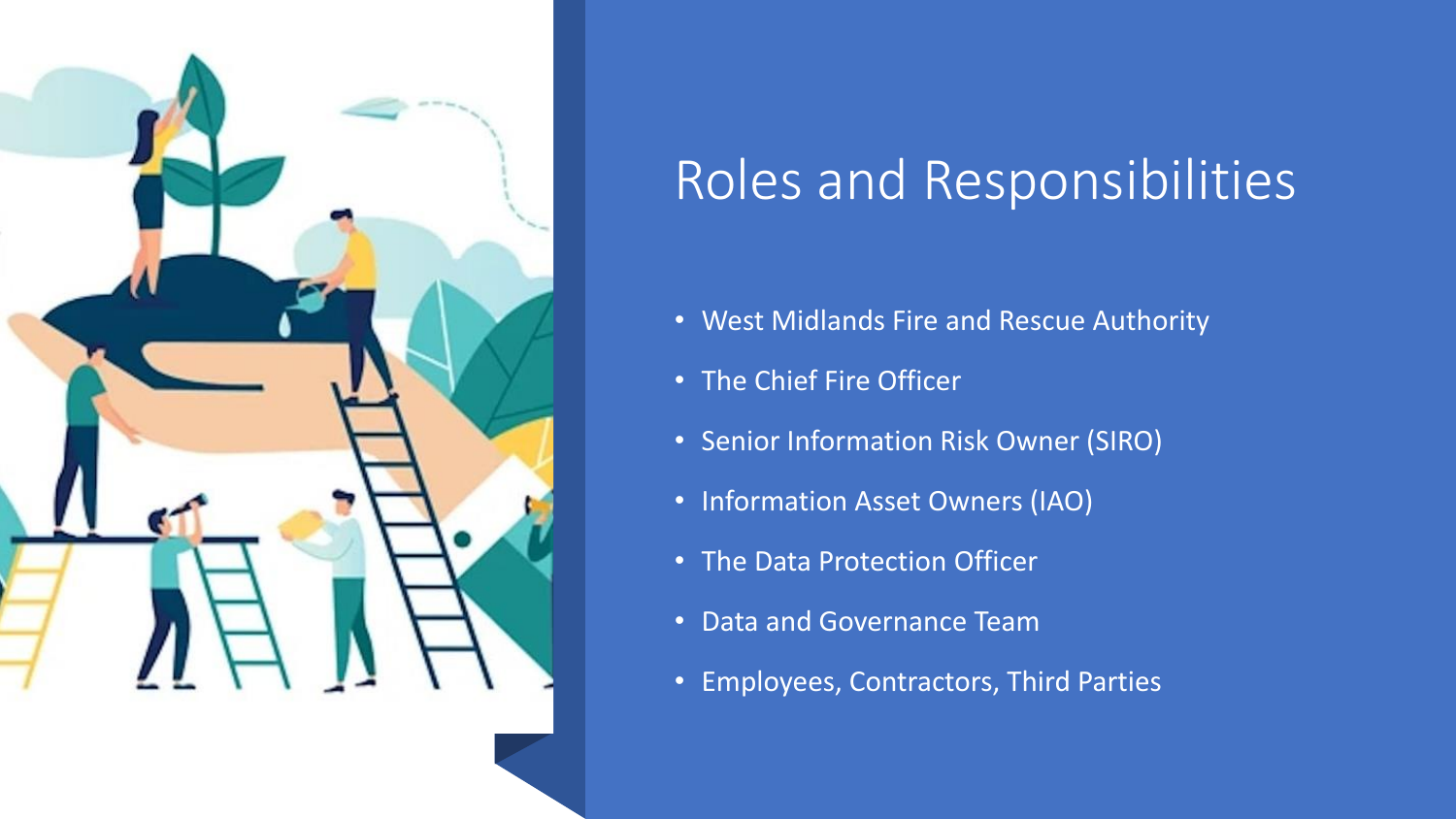# Roles and Responsibilities

- West Midlands Fire and Rescue Authority
- The Chief Fire Officer
- Senior Information Risk Owner (SIRO)
- Information Asset Owners (IAO)
- The Data Protection Officer
- Data and Governance Team
- Employees, Contractors, Third Parties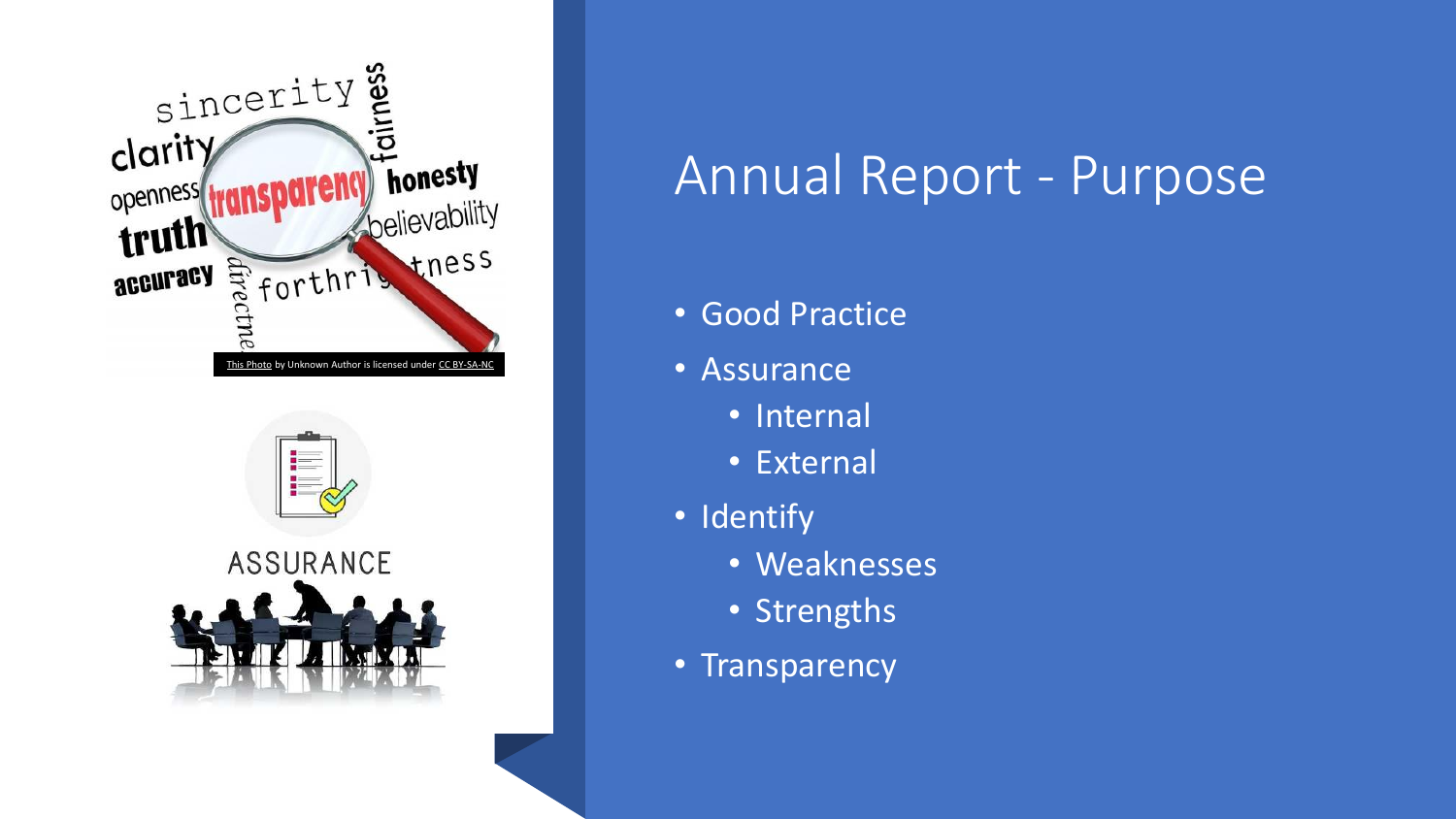# Annual Report - Purpose

- Good Practice
- Assurance
  - Internal
  - External
- Identify
  - Weaknesses
  - Strengths
- Transparency

This Photo by Unknown Author is licensed under CC BY-SA-NC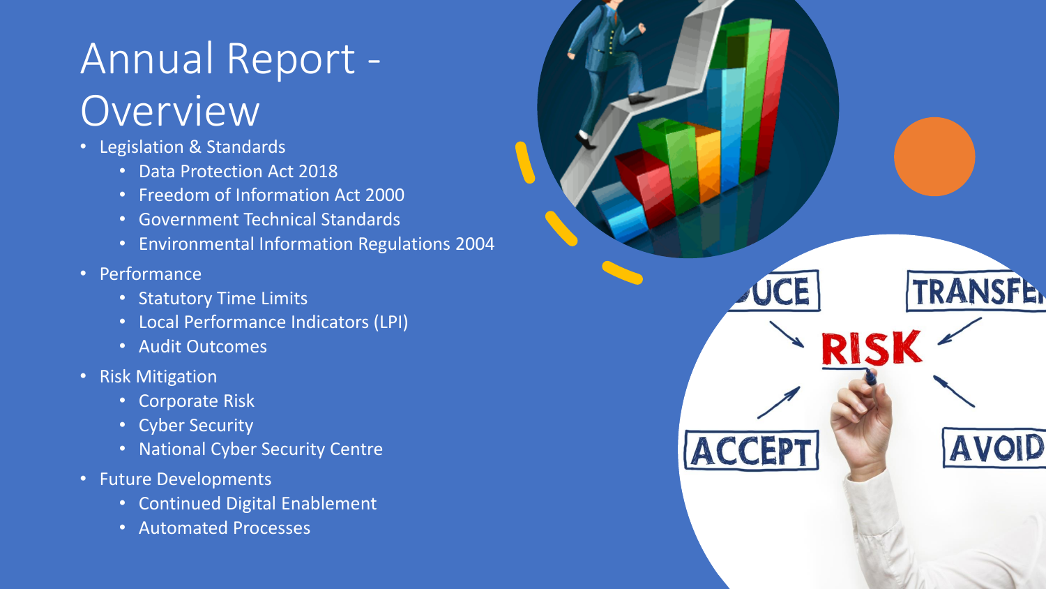# Annual Report - Overview

- Legislation & Standards
  - Data Protection Act 2018
  - Freedom of Information Act 2000
  - Government Technical Standards
  - Environmental Information Regulations 2004
- Performance
  - Statutory Time Limits
  - Local Performance Indicators (LPI)
  - Audit Outcomes
- Risk Mitigation
  - Corporate Risk
  - Cyber Security
  - National Cyber Security Centre
- Future Developments
  - Continued Digital Enablement
  - Automated Processes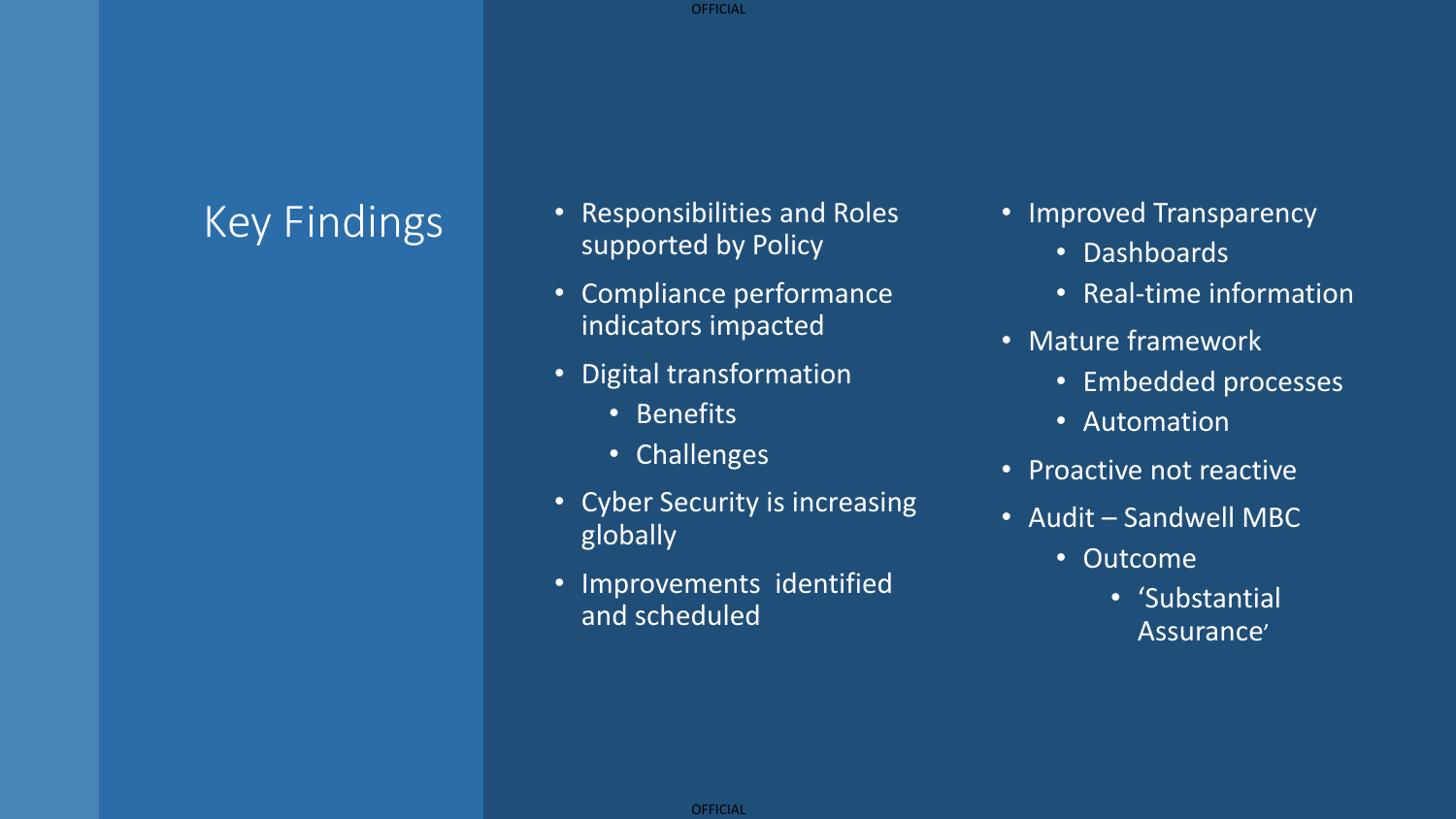# Key Findings

- Responsibilities and Roles supported by Policy
- Compliance performance indicators impacted
- Digital transformation
  - Benefits
  - Challenges
- Cyber Security is increasing globally
- Improvements identified and scheduled
- Improved Transparency
  - Dashboards
  - Real-time information
- Mature framework
  - Embedded processes
  - Automation
- Proactive not reactive
- Audit – Sandwell MBC
  - Outcome
    - 'Substantial Assurance'